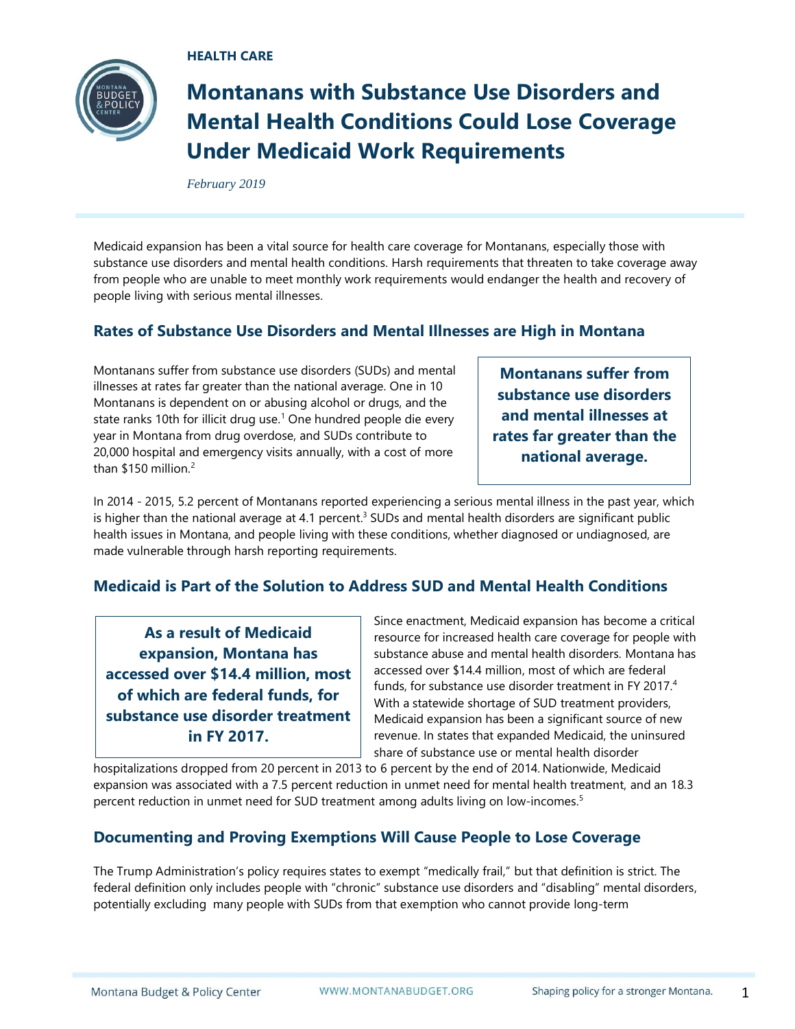**HEALTH CARE**

# Montanans with Substance Use Disorders and Mental Health Conditions Could Lose Coverage Under Medicaid Work Requirements

*February 2019*

Medicaid expansion has been a vital source for health care coverage for Montanans, especially those with substance use disorders and mental health conditions. Harsh requirements that threaten to take coverage away from people who are unable to meet monthly work requirements would endanger the health and recovery of people living with serious mental illnesses.

## Rates of Substance Use Disorders and Mental Illnesses are High in Montana

Montanans suffer from substance use disorders (SUDs) and mental illnesses at rates far greater than the national average. One in 10 Montanans is dependent on or abusing alcohol or drugs, and the state ranks 10th for illicit drug use.[1] One hundred people die every year in Montana from drug overdose, and SUDs contribute to 20,000 hospital and emergency visits annually, with a cost of more than $150 million.[2]

**Montanans suffer from substance use disorders and mental illnesses at rates far greater than the national average.**

In 2014 - 2015, 5.2 percent of Montanans reported experiencing a serious mental illness in the past year, which is higher than the national average at 4.1 percent.[3] SUDs and mental health disorders are significant public health issues in Montana, and people living with these conditions, whether diagnosed or undiagnosed, are made vulnerable through harsh reporting requirements.

## Medicaid is Part of the Solution to Address SUD and Mental Health Conditions

**As a result of Medicaid expansion, Montana has accessed over $14.4 million, most of which are federal funds, for substance use disorder treatment in FY 2017.**

Since enactment, Medicaid expansion has become a critical resource for increased health care coverage for people with substance abuse and mental health disorders. Montana has accessed over $14.4 million, most of which are federal funds, for substance use disorder treatment in FY 2017.[4] With a statewide shortage of SUD treatment providers, Medicaid expansion has been a significant source of new revenue. In states that expanded Medicaid, the uninsured share of substance use or mental health disorder hospitalizations dropped from 20 percent in 2013 to 6 percent by the end of 2014. Nationwide, Medicaid expansion was associated with a 7.5 percent reduction in unmet need for mental health treatment, and an 18.3 percent reduction in unmet need for SUD treatment among adults living on low-incomes.[5]

## Documenting and Proving Exemptions Will Cause People to Lose Coverage

The Trump Administration's policy requires states to exempt "medically frail," but that definition is strict. The federal definition only includes people with "chronic" substance use disorders and "disabling" mental disorders, potentially excluding many people with SUDs from that exemption who cannot provide long-term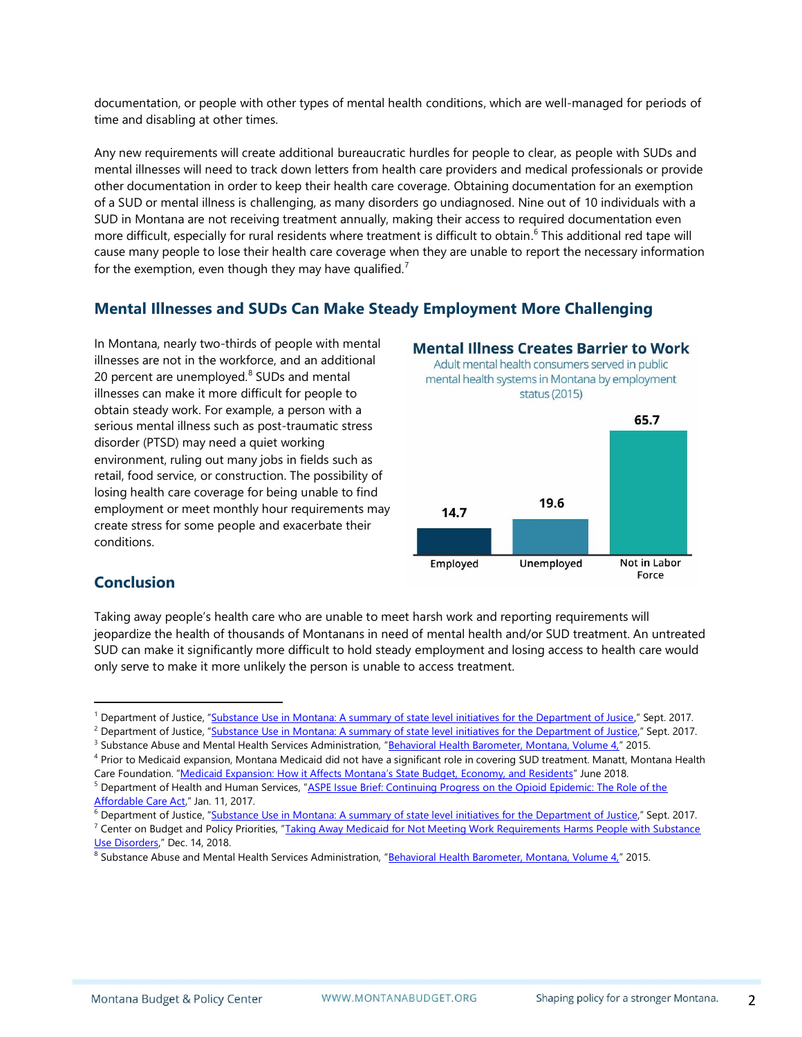documentation, or people with other types of mental health conditions, which are well-managed for periods of time and disabling at other times.

Any new requirements will create additional bureaucratic hurdles for people to clear, as people with SUDs and mental illnesses will need to track down letters from health care providers and medical professionals or provide other documentation in order to keep their health care coverage. Obtaining documentation for an exemption of a SUD or mental illness is challenging, as many disorders go undiagnosed. Nine out of 10 individuals with a SUD in Montana are not receiving treatment annually, making their access to required documentation even more difficult, especially for rural residents where treatment is difficult to obtain.[6] This additional red tape will cause many people to lose their health care coverage when they are unable to report the necessary information for the exemption, even though they may have qualified.[7]

## Mental Illnesses and SUDs Can Make Steady Employment More Challenging

In Montana, nearly two-thirds of people with mental illnesses are not in the workforce, and an additional 20 percent are unemployed.[8] SUDs and mental illnesses can make it more difficult for people to obtain steady work. For example, a person with a serious mental illness such as post-traumatic stress disorder (PTSD) may need a quiet working environment, ruling out many jobs in fields such as retail, food service, or construction. The possibility of losing health care coverage for being unable to find employment or meet monthly hour requirements may create stress for some people and exacerbate their conditions.

**Mental Illness Creates Barrier to Work**

Adult mental health consumers served in public mental health systems in Montana by employment status (2015)

14.7
Employed

19.6
Unemployed

65.7
Not in Labor Force

## Conclusion

Taking away people's health care who are unable to meet harsh work and reporting requirements will jeopardize the health of thousands of Montanans in need of mental health and/or SUD treatment. An untreated SUD can make it significantly more difficult to hold steady employment and losing access to health care would only serve to make it more unlikely the person is unable to access treatment.

---

[1] Department of Justice, "Substance Use in Montana: A summary of state level initiatives for the Department of Jusice," Sept. 2017.
[2] Department of Justice, "Substance Use in Montana: A summary of state level initiatives for the Department of Justice," Sept. 2017.
[3] Substance Abuse and Mental Health Services Administration, "Behavioral Health Barometer, Montana, Volume 4," 2015.
[4] Prior to Medicaid expansion, Montana Medicaid did not have a significant role in covering SUD treatment. Manatt, Montana Health Care Foundation. "Medicaid Expansion: How it Affects Montana's State Budget, Economy, and Residents" June 2018.
[5] Department of Health and Human Services, "ASPE Issue Brief: Continuing Progress on the Opioid Epidemic: The Role of the Affordable Care Act," Jan. 11, 2017.
[6] Department of Justice, "Substance Use in Montana: A summary of state level initiatives for the Department of Justice," Sept. 2017.
[7] Center on Budget and Policy Priorities, "Taking Away Medicaid for Not Meeting Work Requirements Harms People with Substance Use Disorders," Dec. 14, 2018.
[8] Substance Abuse and Mental Health Services Administration, "Behavioral Health Barometer, Montana, Volume 4," 2015.